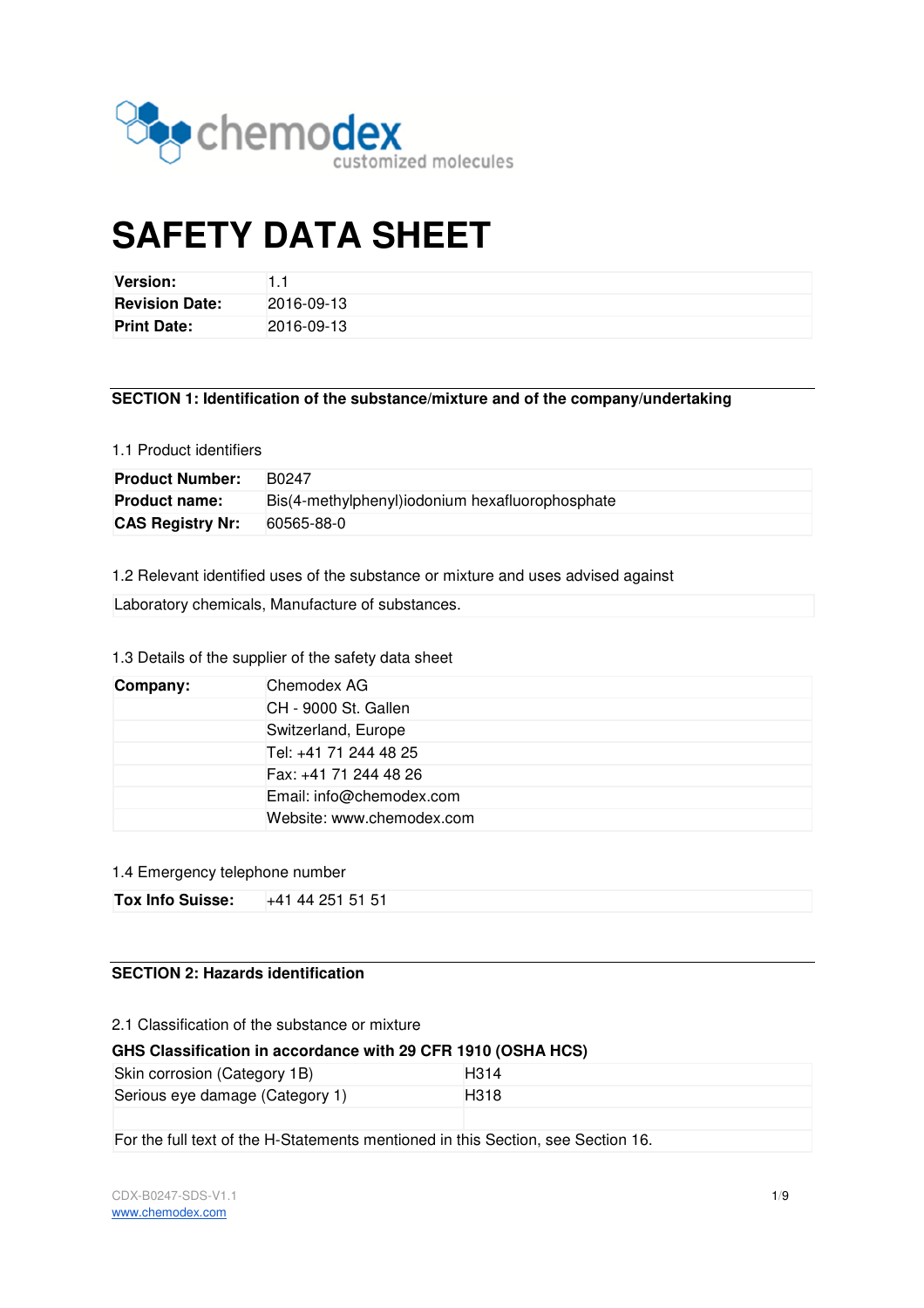chemodex
customized molecules

# SAFETY DATA SHEET

| | |
|---|---|
| **Version:** | 1.1 |
| **Revision Date:** | 2016-09-13 |
| **Print Date:** | 2016-09-13 |

## SECTION 1: Identification of the substance/mixture and of the company/undertaking

### 1.1 Product identifiers

| | |
|---|---|
| **Product Number:** | B0247 |
| **Product name:** | Bis(4-methylphenyl)iodonium hexafluorophosphate |
| **CAS Registry Nr:** | 60565-88-0 |

### 1.2 Relevant identified uses of the substance or mixture and uses advised against

Laboratory chemicals, Manufacture of substances.

### 1.3 Details of the supplier of the safety data sheet

| | |
|---|---|
| **Company:** | Chemodex AG |
| | CH - 9000 St. Gallen |
| | Switzerland, Europe |
| | Tel: +41 71 244 48 25 |
| | Fax: +41 71 244 48 26 |
| | Email: info@chemodex.com |
| | Website: www.chemodex.com |

### 1.4 Emergency telephone number

| | |
|---|---|
| **Tox Info Suisse:** | +41 44 251 51 51 |

## SECTION 2: Hazards identification

### 2.1 Classification of the substance or mixture

**GHS Classification in accordance with 29 CFR 1910 (OSHA HCS)**

| | |
|---|---|
| Skin corrosion (Category 1B) | H314 |
| Serious eye damage (Category 1) | H318 |

For the full text of the H-Statements mentioned in this Section, see Section 16.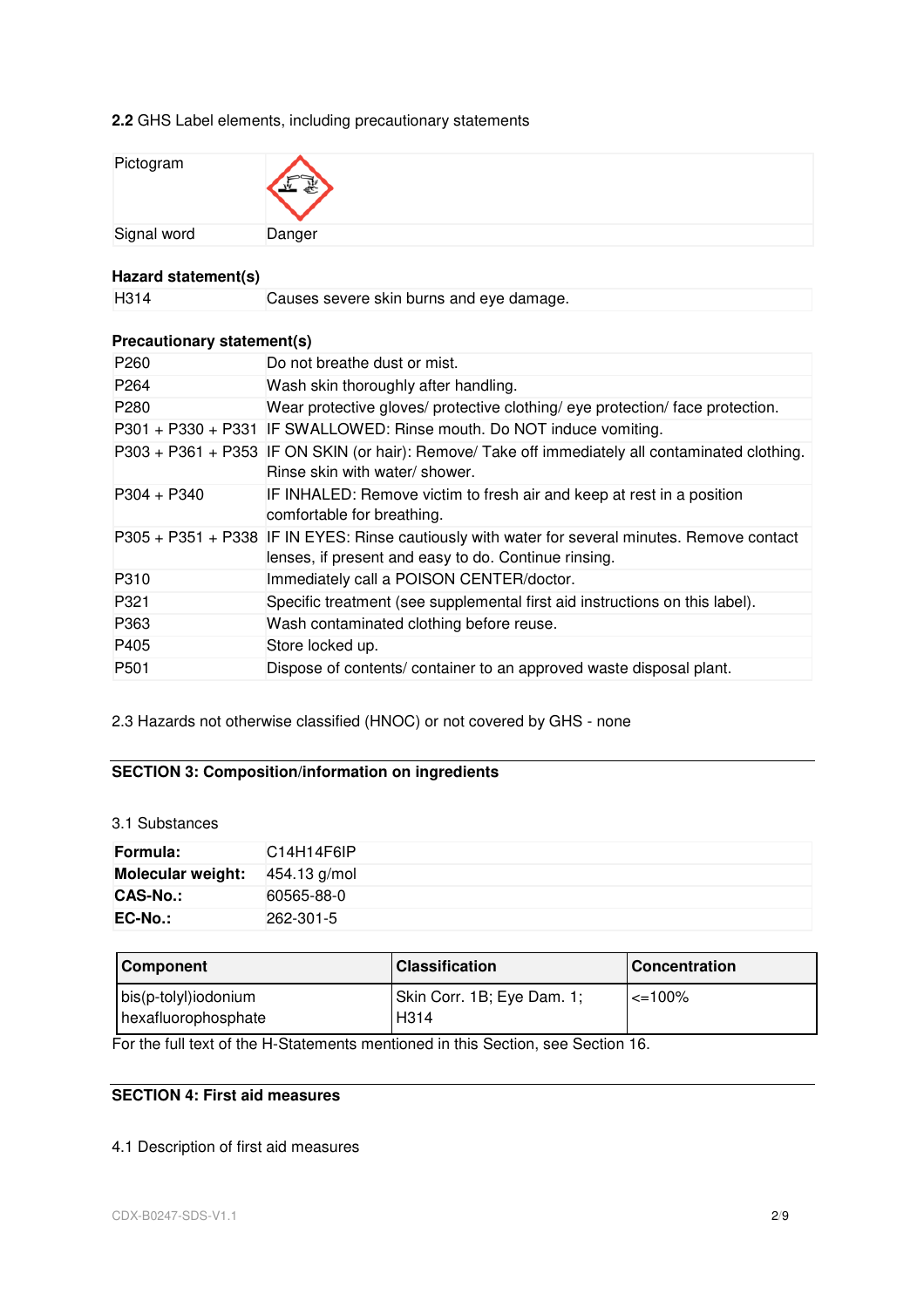**2.2** GHS Label elements, including precautionary statements

| Pictogram | |
|---|---|
| Signal word | Danger |

**Hazard statement(s)**

| | |
|---|---|
| H314 | Causes severe skin burns and eye damage. |

**Precautionary statement(s)**

| | |
|---|---|
| P260 | Do not breathe dust or mist. |
| P264 | Wash skin thoroughly after handling. |
| P280 | Wear protective gloves/ protective clothing/ eye protection/ face protection. |
| P301 + P330 + P331 | IF SWALLOWED: Rinse mouth. Do NOT induce vomiting. |
| P303 + P361 + P353 | IF ON SKIN (or hair): Remove/ Take off immediately all contaminated clothing. Rinse skin with water/ shower. |
| P304 + P340 | IF INHALED: Remove victim to fresh air and keep at rest in a position comfortable for breathing. |
| P305 + P351 + P338 | IF IN EYES: Rinse cautiously with water for several minutes. Remove contact lenses, if present and easy to do. Continue rinsing. |
| P310 | Immediately call a POISON CENTER/doctor. |
| P321 | Specific treatment (see supplemental first aid instructions on this label). |
| P363 | Wash contaminated clothing before reuse. |
| P405 | Store locked up. |
| P501 | Dispose of contents/ container to an approved waste disposal plant. |

2.3 Hazards not otherwise classified (HNOC) or not covered by GHS - none

## SECTION 3: Composition/information on ingredients

3.1 Substances

| | |
|---|---|
| **Formula:** | C14H14F6IP |
| **Molecular weight:** | 454.13 g/mol |
| **CAS-No.:** | 60565-88-0 |
| **EC-No.:** | 262-301-5 |

| Component | Classification | Concentration |
|---|---|---|
| bis(p-tolyl)iodonium hexafluorophosphate | Skin Corr. 1B; Eye Dam. 1; H314 | <=100% |

For the full text of the H-Statements mentioned in this Section, see Section 16.

## SECTION 4: First aid measures

4.1 Description of first aid measures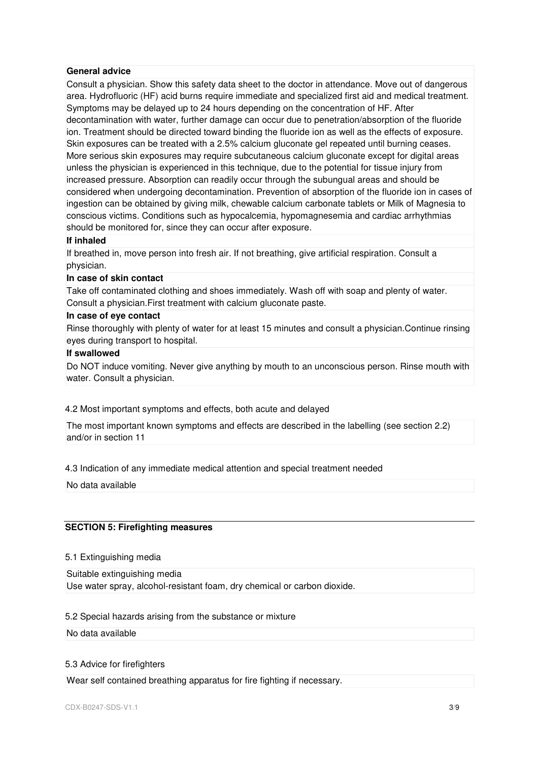**General advice**

Consult a physician. Show this safety data sheet to the doctor in attendance. Move out of dangerous area. Hydrofluoric (HF) acid burns require immediate and specialized first aid and medical treatment. Symptoms may be delayed up to 24 hours depending on the concentration of HF. After decontamination with water, further damage can occur due to penetration/absorption of the fluoride ion. Treatment should be directed toward binding the fluoride ion as well as the effects of exposure. Skin exposures can be treated with a 2.5% calcium gluconate gel repeated until burning ceases. More serious skin exposures may require subcutaneous calcium gluconate except for digital areas unless the physician is experienced in this technique, due to the potential for tissue injury from increased pressure. Absorption can readily occur through the subungual areas and should be considered when undergoing decontamination. Prevention of absorption of the fluoride ion in cases of ingestion can be obtained by giving milk, chewable calcium carbonate tablets or Milk of Magnesia to conscious victims. Conditions such as hypocalcemia, hypomagnesemia and cardiac arrhythmias should be monitored for, since they can occur after exposure.

**If inhaled**

If breathed in, move person into fresh air. If not breathing, give artificial respiration. Consult a physician.

**In case of skin contact**

Take off contaminated clothing and shoes immediately. Wash off with soap and plenty of water. Consult a physician.First treatment with calcium gluconate paste.

**In case of eye contact**

Rinse thoroughly with plenty of water for at least 15 minutes and consult a physician.Continue rinsing eyes during transport to hospital.

**If swallowed**

Do NOT induce vomiting. Never give anything by mouth to an unconscious person. Rinse mouth with water. Consult a physician.

4.2 Most important symptoms and effects, both acute and delayed

The most important known symptoms and effects are described in the labelling (see section 2.2) and/or in section 11

4.3 Indication of any immediate medical attention and special treatment needed

No data available

## SECTION 5: Firefighting measures

5.1 Extinguishing media

Suitable extinguishing media
Use water spray, alcohol-resistant foam, dry chemical or carbon dioxide.

5.2 Special hazards arising from the substance or mixture

No data available

5.3 Advice for firefighters

Wear self contained breathing apparatus for fire fighting if necessary.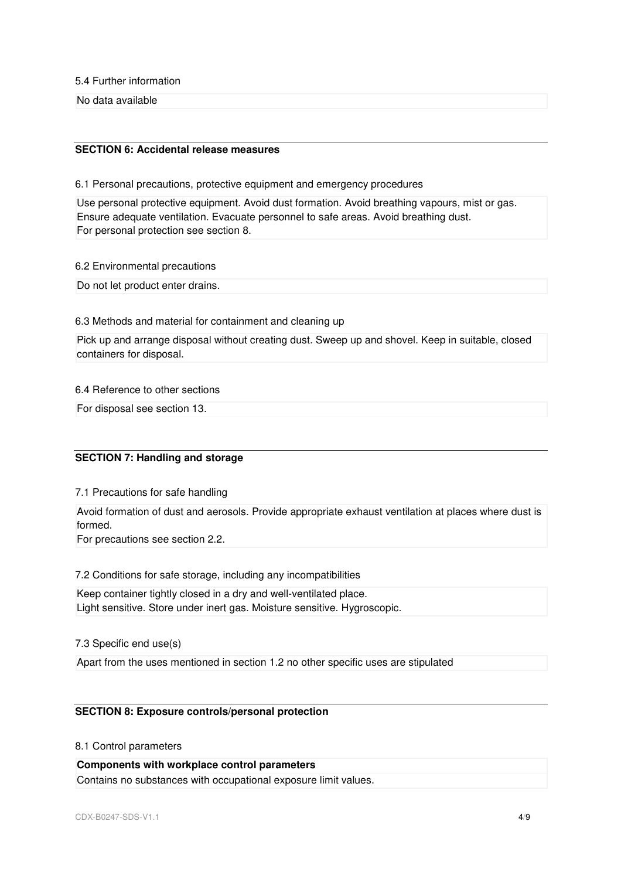5.4 Further information

No data available

## SECTION 6: Accidental release measures

6.1 Personal precautions, protective equipment and emergency procedures

Use personal protective equipment. Avoid dust formation. Avoid breathing vapours, mist or gas. Ensure adequate ventilation. Evacuate personnel to safe areas. Avoid breathing dust.
For personal protection see section 8.

6.2 Environmental precautions

Do not let product enter drains.

6.3 Methods and material for containment and cleaning up

Pick up and arrange disposal without creating dust. Sweep up and shovel. Keep in suitable, closed containers for disposal.

6.4 Reference to other sections

For disposal see section 13.

## SECTION 7: Handling and storage

7.1 Precautions for safe handling

Avoid formation of dust and aerosols. Provide appropriate exhaust ventilation at places where dust is formed.
For precautions see section 2.2.

7.2 Conditions for safe storage, including any incompatibilities

Keep container tightly closed in a dry and well-ventilated place.
Light sensitive. Store under inert gas. Moisture sensitive. Hygroscopic.

7.3 Specific end use(s)

Apart from the uses mentioned in section 1.2 no other specific uses are stipulated

## SECTION 8: Exposure controls/personal protection

8.1 Control parameters

**Components with workplace control parameters**

Contains no substances with occupational exposure limit values.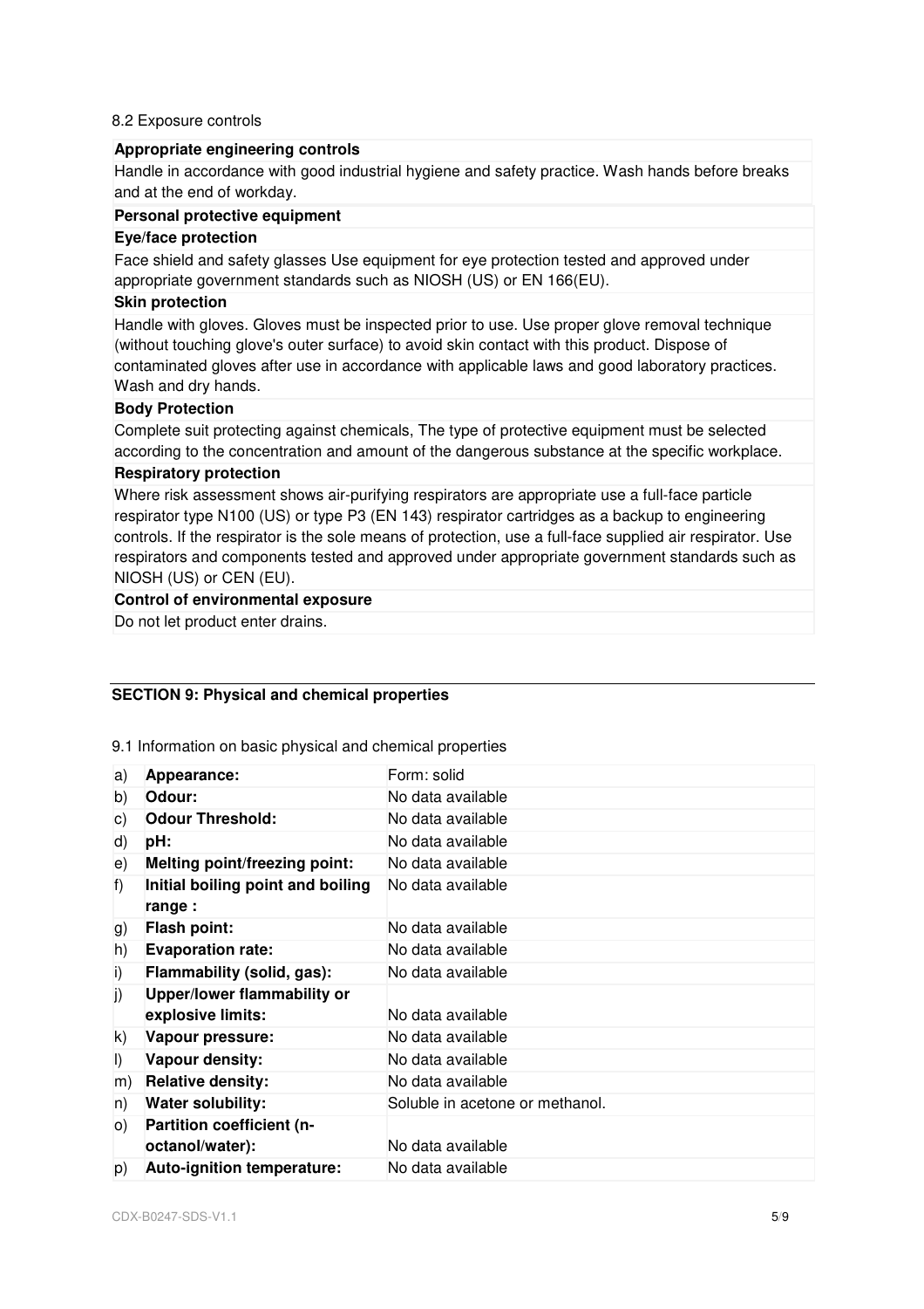8.2 Exposure controls

| **Appropriate engineering controls** |
|---|
| Handle in accordance with good industrial hygiene and safety practice. Wash hands before breaks and at the end of workday. |

| **Personal protective equipment** |
|---|
| **Eye/face protection** |
| Face shield and safety glasses Use equipment for eye protection tested and approved under appropriate government standards such as NIOSH (US) or EN 166(EU). |
| **Skin protection** |
| Handle with gloves. Gloves must be inspected prior to use. Use proper glove removal technique (without touching glove's outer surface) to avoid skin contact with this product. Dispose of contaminated gloves after use in accordance with applicable laws and good laboratory practices. Wash and dry hands. |
| **Body Protection** |
| Complete suit protecting against chemicals, The type of protective equipment must be selected according to the concentration and amount of the dangerous substance at the specific workplace. |
| **Respiratory protection** |
| Where risk assessment shows air-purifying respirators are appropriate use a full-face particle respirator type N100 (US) or type P3 (EN 143) respirator cartridges as a backup to engineering controls. If the respirator is the sole means of protection, use a full-face supplied air respirator. Use respirators and components tested and approved under appropriate government standards such as NIOSH (US) or CEN (EU). |
| **Control of environmental exposure** |
| Do not let product enter drains. |

## SECTION 9: Physical and chemical properties

9.1 Information on basic physical and chemical properties

| | | |
|---|---|---|
| a) | **Appearance:** | Form: solid |
| b) | **Odour:** | No data available |
| c) | **Odour Threshold:** | No data available |
| d) | **pH:** | No data available |
| e) | **Melting point/freezing point:** | No data available |
| f) | **Initial boiling point and boiling range :** | No data available |
| g) | **Flash point:** | No data available |
| h) | **Evaporation rate:** | No data available |
| i) | **Flammability (solid, gas):** | No data available |
| j) | **Upper/lower flammability or explosive limits:** | No data available |
| k) | **Vapour pressure:** | No data available |
| l) | **Vapour density:** | No data available |
| m) | **Relative density:** | No data available |
| n) | **Water solubility:** | Soluble in acetone or methanol. |
| o) | **Partition coefficient (n-octanol/water):** | No data available |
| p) | **Auto-ignition temperature:** | No data available |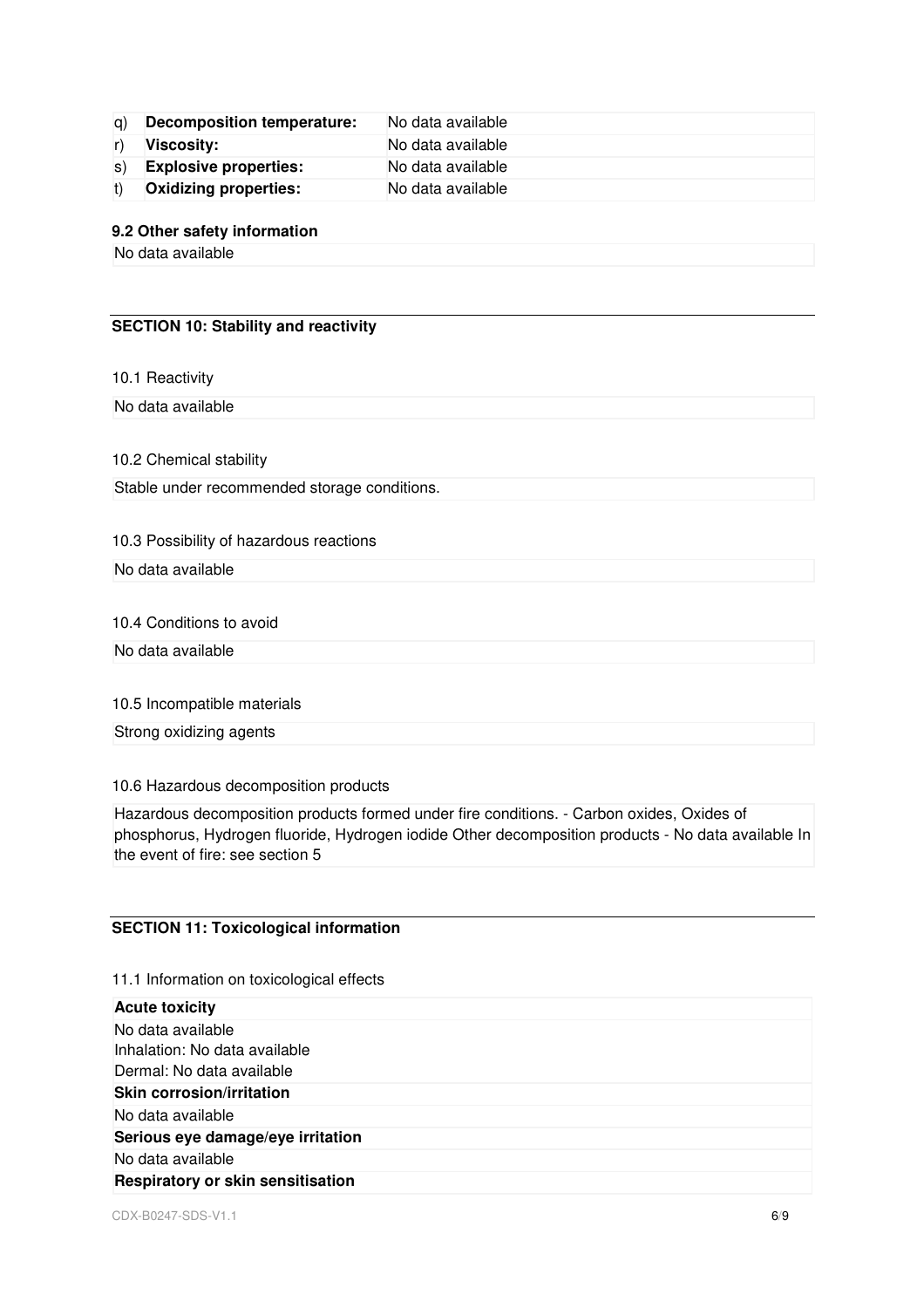| | | |
|---|---|---|
| q) | **Decomposition temperature:** | No data available |
| r) | **Viscosity:** | No data available |
| s) | **Explosive properties:** | No data available |
| t) | **Oxidizing properties:** | No data available |

**9.2 Other safety information**

No data available

## SECTION 10: Stability and reactivity

10.1 Reactivity

No data available

10.2 Chemical stability

Stable under recommended storage conditions.

10.3 Possibility of hazardous reactions

No data available

10.4 Conditions to avoid

No data available

10.5 Incompatible materials

Strong oxidizing agents

10.6 Hazardous decomposition products

Hazardous decomposition products formed under fire conditions. - Carbon oxides, Oxides of phosphorus, Hydrogen fluoride, Hydrogen iodide Other decomposition products - No data available In the event of fire: see section 5

## SECTION 11: Toxicological information

11.1 Information on toxicological effects

**Acute toxicity**

No data available
Inhalation: No data available
Dermal: No data available

**Skin corrosion/irritation**

No data available

**Serious eye damage/eye irritation**

No data available

**Respiratory or skin sensitisation**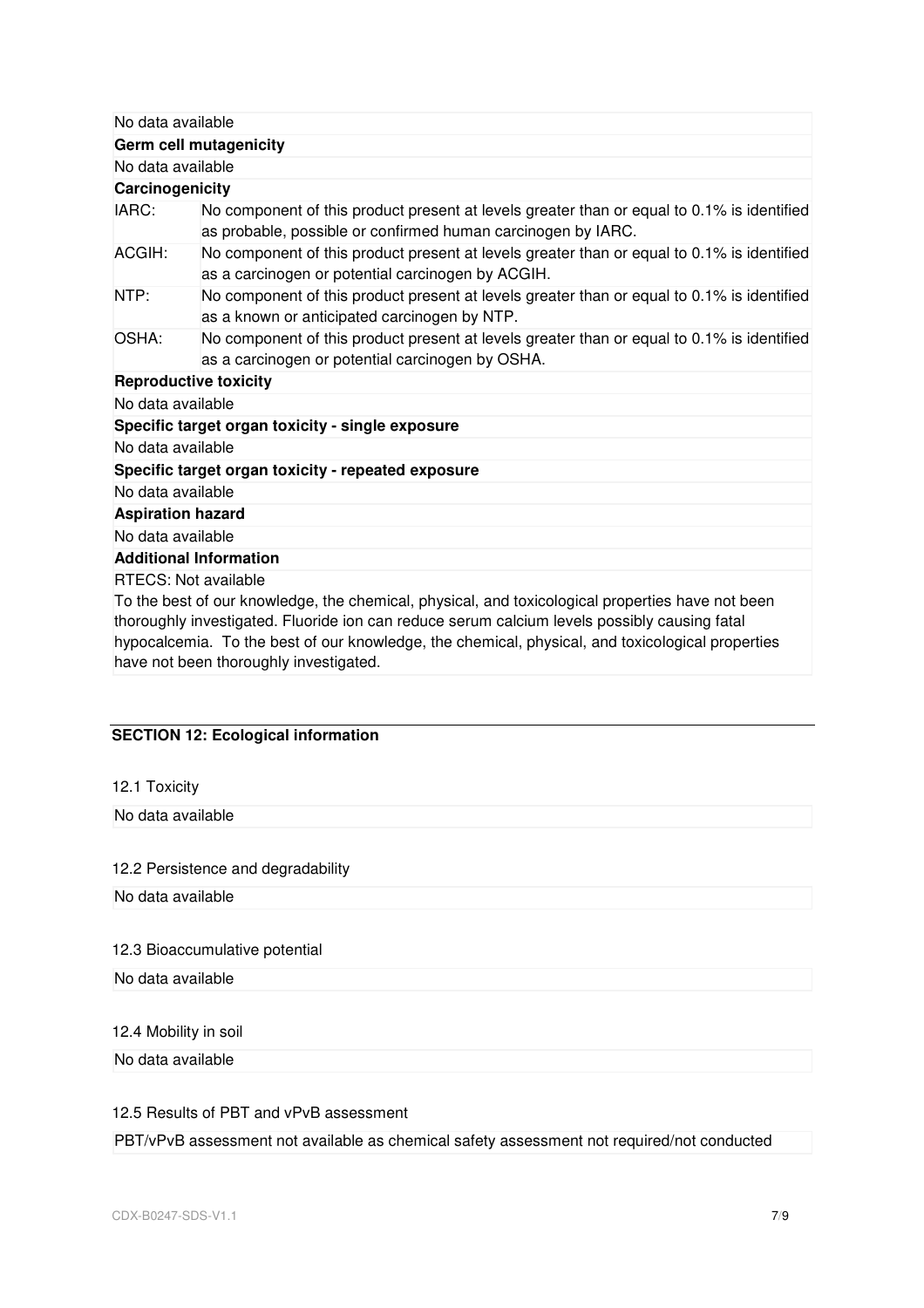No data available

**Germ cell mutagenicity**

No data available

**Carcinogenicity**

| | |
|---|---|
| IARC: | No component of this product present at levels greater than or equal to 0.1% is identified as probable, possible or confirmed human carcinogen by IARC. |
| ACGIH: | No component of this product present at levels greater than or equal to 0.1% is identified as a carcinogen or potential carcinogen by ACGIH. |
| NTP: | No component of this product present at levels greater than or equal to 0.1% is identified as a known or anticipated carcinogen by NTP. |
| OSHA: | No component of this product present at levels greater than or equal to 0.1% is identified as a carcinogen or potential carcinogen by OSHA. |

**Reproductive toxicity**

No data available

**Specific target organ toxicity - single exposure**

No data available

**Specific target organ toxicity - repeated exposure**

No data available

**Aspiration hazard**

No data available

**Additional Information**

RTECS: Not available

To the best of our knowledge, the chemical, physical, and toxicological properties have not been thoroughly investigated. Fluoride ion can reduce serum calcium levels possibly causing fatal hypocalcemia. To the best of our knowledge, the chemical, physical, and toxicological properties have not been thoroughly investigated.

## SECTION 12: Ecological information

12.1 Toxicity

No data available

12.2 Persistence and degradability

No data available

12.3 Bioaccumulative potential

No data available

12.4 Mobility in soil

No data available

12.5 Results of PBT and vPvB assessment

PBT/vPvB assessment not available as chemical safety assessment not required/not conducted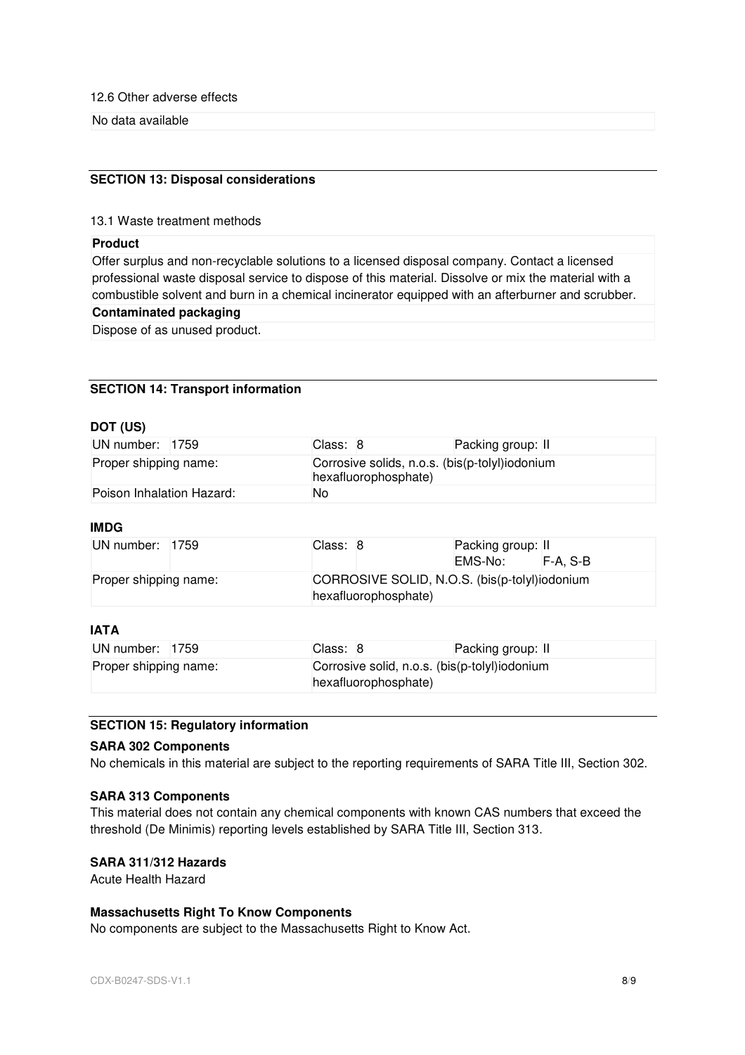12.6 Other adverse effects

No data available

## SECTION 13: Disposal considerations

13.1 Waste treatment methods

**Product**

Offer surplus and non-recyclable solutions to a licensed disposal company. Contact a licensed professional waste disposal service to dispose of this material. Dissolve or mix the material with a combustible solvent and burn in a chemical incinerator equipped with an afterburner and scrubber.

**Contaminated packaging**

Dispose of as unused product.

## SECTION 14: Transport information

### DOT (US)

| UN number: 1759 | Class: 8 | Packing group: II |
|---|---|---|
| Proper shipping name: | Corrosive solids, n.o.s. (bis(p-tolyl)iodonium hexafluorophosphate) | |
| Poison Inhalation Hazard: | No | |

### IMDG

| UN number: 1759 | Class: 8 | Packing group: II<br>EMS-No: F-A, S-B |
|---|---|---|
| Proper shipping name: | CORROSIVE SOLID, N.O.S. (bis(p-tolyl)iodonium hexafluorophosphate) | |

### IATA

| UN number: 1759 | Class: 8 | Packing group: II |
|---|---|---|
| Proper shipping name: | Corrosive solid, n.o.s. (bis(p-tolyl)iodonium hexafluorophosphate) | |

## SECTION 15: Regulatory information

**SARA 302 Components**

No chemicals in this material are subject to the reporting requirements of SARA Title III, Section 302.

**SARA 313 Components**

This material does not contain any chemical components with known CAS numbers that exceed the threshold (De Minimis) reporting levels established by SARA Title III, Section 313.

**SARA 311/312 Hazards**

Acute Health Hazard

**Massachusetts Right To Know Components**

No components are subject to the Massachusetts Right to Know Act.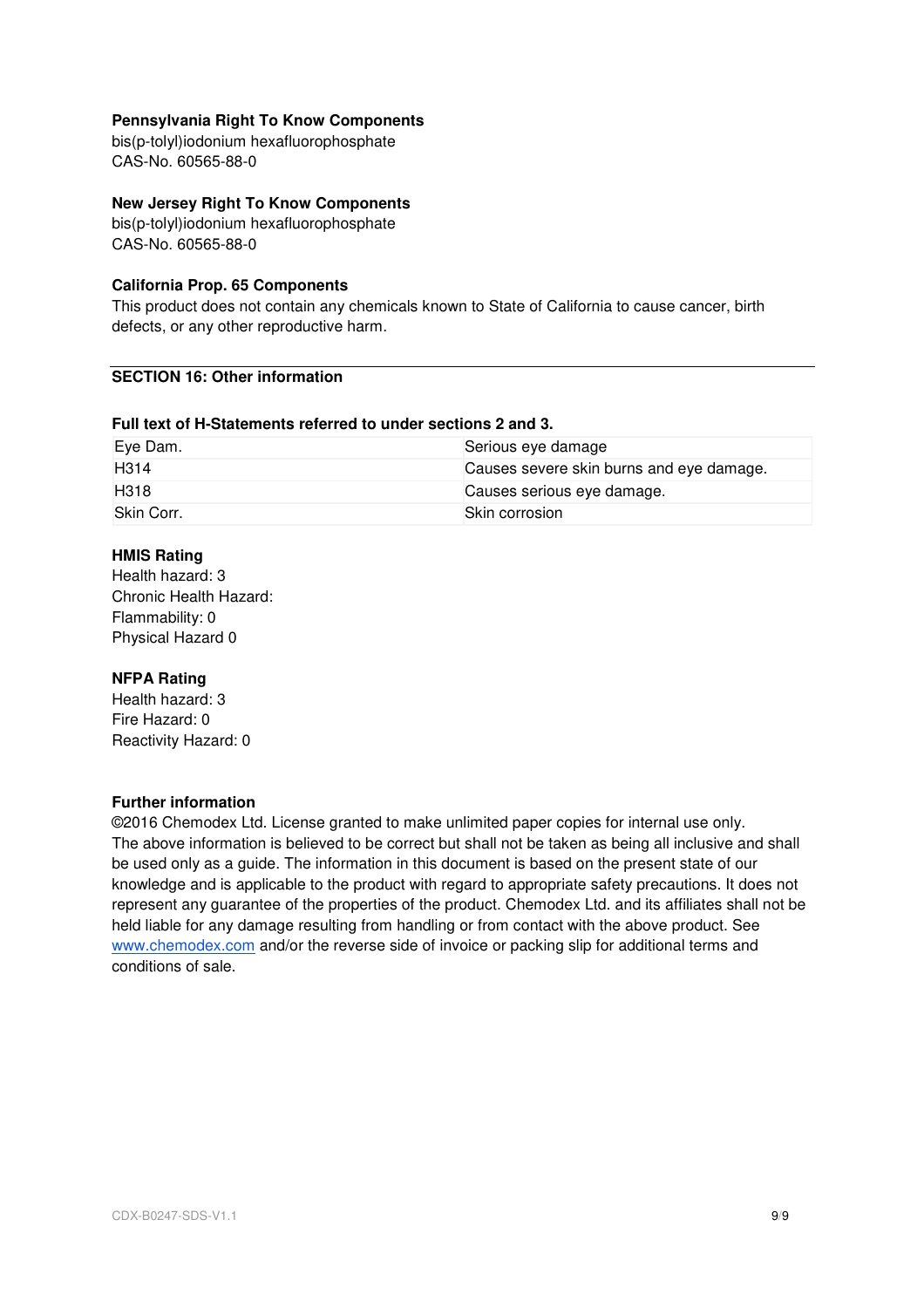**Pennsylvania Right To Know Components**
bis(p-tolyl)iodonium hexafluorophosphate
CAS-No. 60565-88-0

**New Jersey Right To Know Components**
bis(p-tolyl)iodonium hexafluorophosphate
CAS-No. 60565-88-0

**California Prop. 65 Components**
This product does not contain any chemicals known to State of California to cause cancer, birth defects, or any other reproductive harm.

## SECTION 16: Other information

**Full text of H-Statements referred to under sections 2 and 3.**

| | |
|---|---|
| Eye Dam. | Serious eye damage |
| H314 | Causes severe skin burns and eye damage. |
| H318 | Causes serious eye damage. |
| Skin Corr. | Skin corrosion |

**HMIS Rating**
Health hazard: 3
Chronic Health Hazard:
Flammability: 0
Physical Hazard 0

**NFPA Rating**
Health hazard: 3
Fire Hazard: 0
Reactivity Hazard: 0

**Further information**
©2016 Chemodex Ltd. License granted to make unlimited paper copies for internal use only.
The above information is believed to be correct but shall not be taken as being all inclusive and shall be used only as a guide. The information in this document is based on the present state of our knowledge and is applicable to the product with regard to appropriate safety precautions. It does not represent any guarantee of the properties of the product. Chemodex Ltd. and its affiliates shall not be held liable for any damage resulting from handling or from contact with the above product. See www.chemodex.com and/or the reverse side of invoice or packing slip for additional terms and conditions of sale.